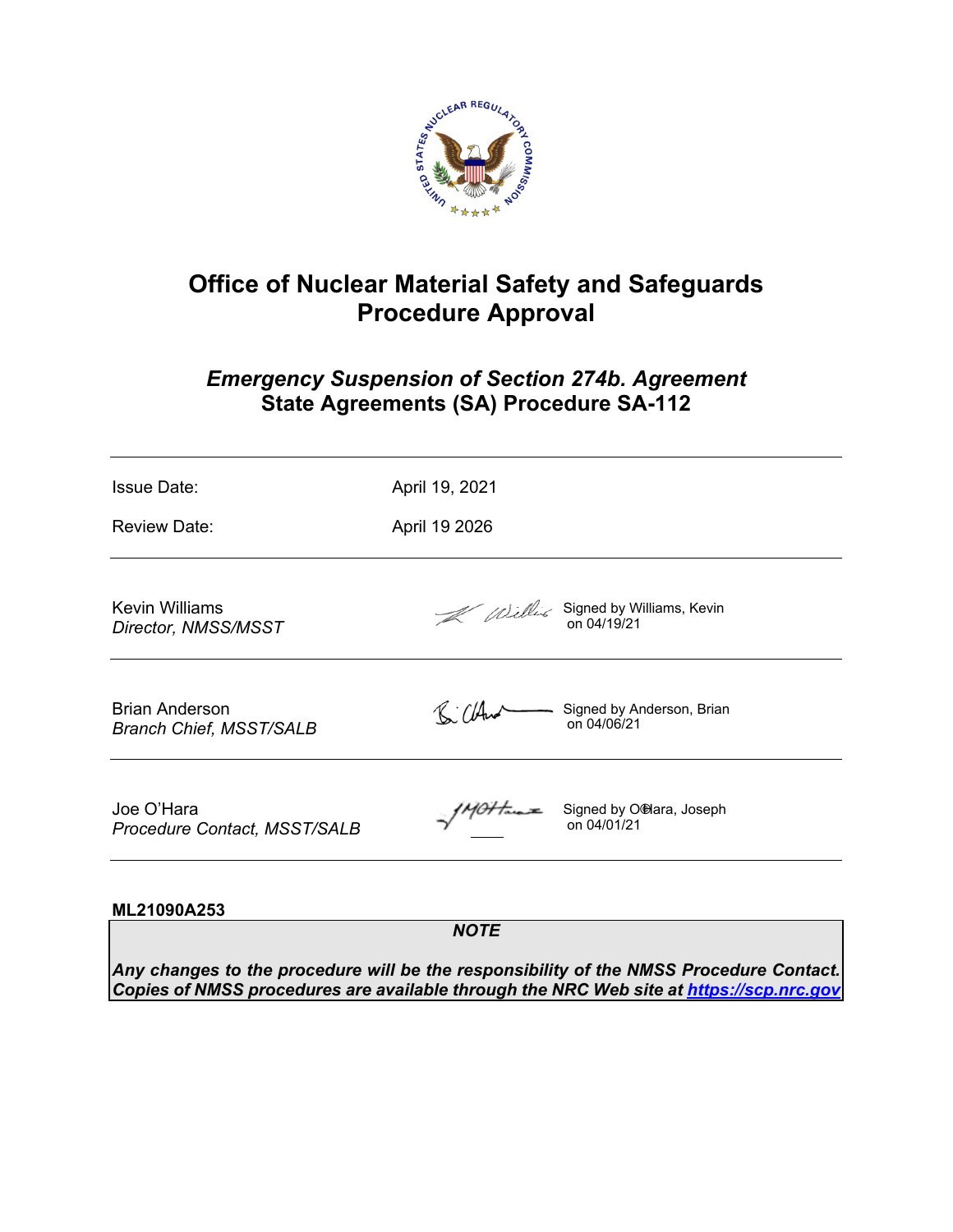# Office of Nuclear Material Safety and Safeguards
# Procedure Approval

## *Emergency Suspension of Section 274b. Agreement*
## State Agreements (SA) Procedure SA-112

| | |
|---|---|
| Issue Date: | April 19, 2021 |
| Review Date: | April 19 2026 |

| | |
|---|---|
| Kevin Williams<br>*Director, NMSS/MSST* | Signed by Williams, Kevin on 04/19/21 |
| Brian Anderson<br>*Branch Chief, MSST/SALB* | Signed by Anderson, Brian on 04/06/21 |
| Joe O'Hara<br>*Procedure Contact, MSST/SALB* | Signed by O'Hara, Joseph on 04/01/21 |

**ML21090A253**

> ***NOTE***
>
> ***Any changes to the procedure will be the responsibility of the NMSS Procedure Contact. Copies of NMSS procedures are available through the NRC Web site at https://scp.nrc.gov***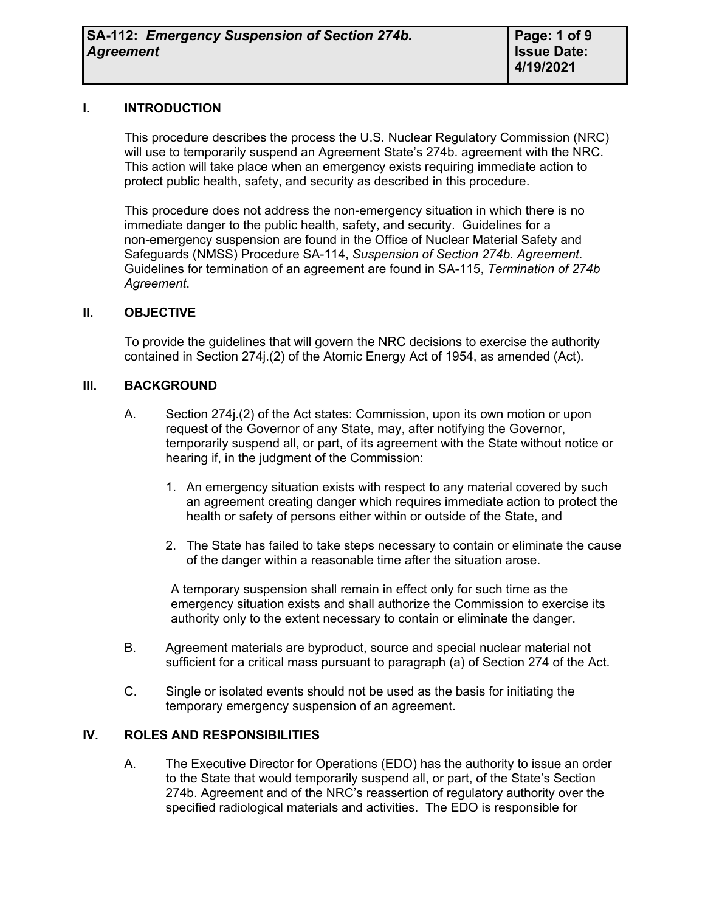## I. INTRODUCTION

This procedure describes the process the U.S. Nuclear Regulatory Commission (NRC) will use to temporarily suspend an Agreement State's 274b. agreement with the NRC. This action will take place when an emergency exists requiring immediate action to protect public health, safety, and security as described in this procedure.

This procedure does not address the non-emergency situation in which there is no immediate danger to the public health, safety, and security. Guidelines for a non-emergency suspension are found in the Office of Nuclear Material Safety and Safeguards (NMSS) Procedure SA-114, *Suspension of Section 274b. Agreement*. Guidelines for termination of an agreement are found in SA-115, *Termination of 274b Agreement*.

## II. OBJECTIVE

To provide the guidelines that will govern the NRC decisions to exercise the authority contained in Section 274j.(2) of the Atomic Energy Act of 1954, as amended (Act).

## III. BACKGROUND

A. Section 274j.(2) of the Act states: Commission, upon its own motion or upon request of the Governor of any State, may, after notifying the Governor, temporarily suspend all, or part, of its agreement with the State without notice or hearing if, in the judgment of the Commission:

1. An emergency situation exists with respect to any material covered by such an agreement creating danger which requires immediate action to protect the health or safety of persons either within or outside of the State, and

2. The State has failed to take steps necessary to contain or eliminate the cause of the danger within a reasonable time after the situation arose.

A temporary suspension shall remain in effect only for such time as the emergency situation exists and shall authorize the Commission to exercise its authority only to the extent necessary to contain or eliminate the danger.

B. Agreement materials are byproduct, source and special nuclear material not sufficient for a critical mass pursuant to paragraph (a) of Section 274 of the Act.

C. Single or isolated events should not be used as the basis for initiating the temporary emergency suspension of an agreement.

## IV. ROLES AND RESPONSIBILITIES

A. The Executive Director for Operations (EDO) has the authority to issue an order to the State that would temporarily suspend all, or part, of the State's Section 274b. Agreement and of the NRC's reassertion of regulatory authority over the specified radiological materials and activities. The EDO is responsible for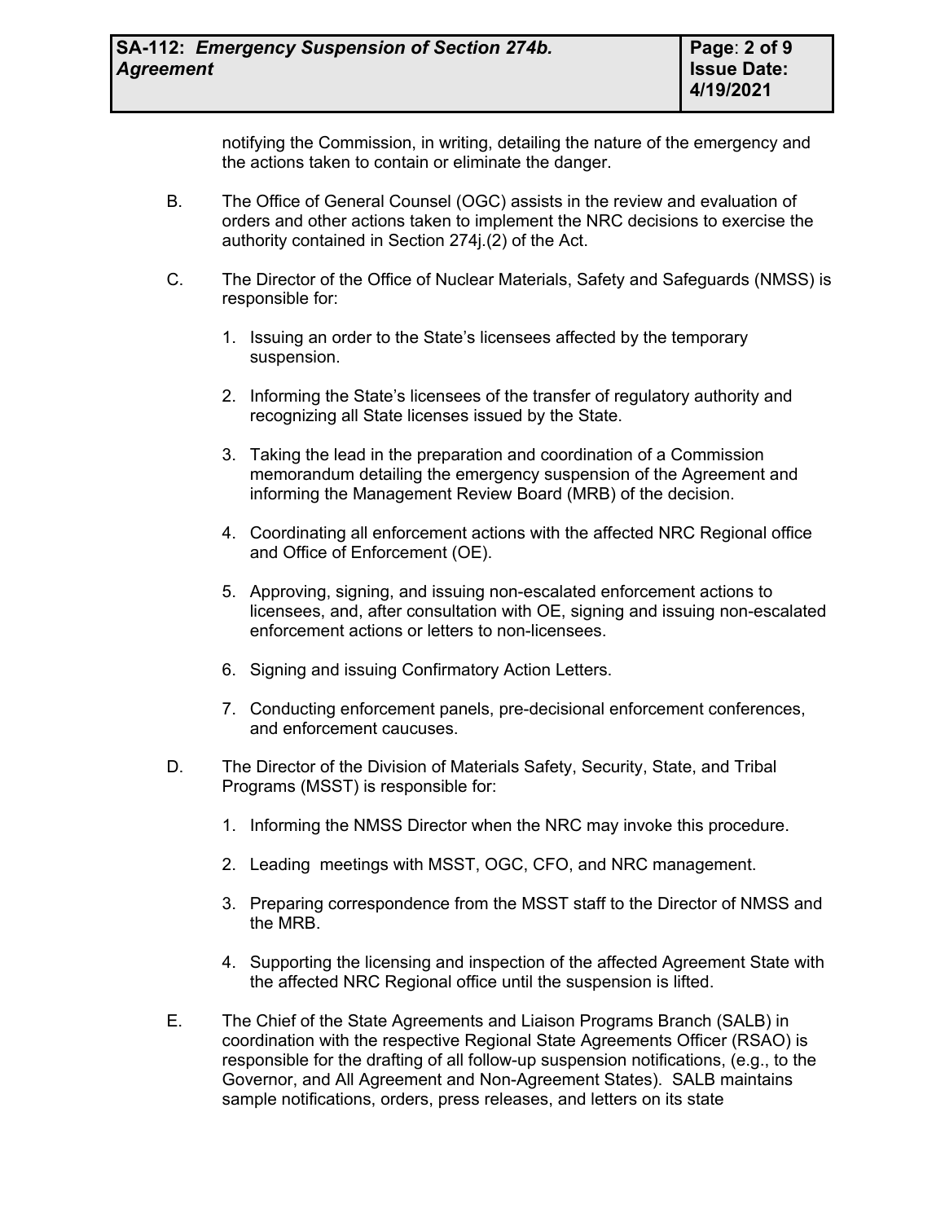notifying the Commission, in writing, detailing the nature of the emergency and the actions taken to contain or eliminate the danger.

B. The Office of General Counsel (OGC) assists in the review and evaluation of orders and other actions taken to implement the NRC decisions to exercise the authority contained in Section 274j.(2) of the Act.

C. The Director of the Office of Nuclear Materials, Safety and Safeguards (NMSS) is responsible for:

1. Issuing an order to the State's licensees affected by the temporary suspension.

2. Informing the State's licensees of the transfer of regulatory authority and recognizing all State licenses issued by the State.

3. Taking the lead in the preparation and coordination of a Commission memorandum detailing the emergency suspension of the Agreement and informing the Management Review Board (MRB) of the decision.

4. Coordinating all enforcement actions with the affected NRC Regional office and Office of Enforcement (OE).

5. Approving, signing, and issuing non-escalated enforcement actions to licensees, and, after consultation with OE, signing and issuing non-escalated enforcement actions or letters to non-licensees.

6. Signing and issuing Confirmatory Action Letters.

7. Conducting enforcement panels, pre-decisional enforcement conferences, and enforcement caucuses.

D. The Director of the Division of Materials Safety, Security, State, and Tribal Programs (MSST) is responsible for:

1. Informing the NMSS Director when the NRC may invoke this procedure.

2. Leading meetings with MSST, OGC, CFO, and NRC management.

3. Preparing correspondence from the MSST staff to the Director of NMSS and the MRB.

4. Supporting the licensing and inspection of the affected Agreement State with the affected NRC Regional office until the suspension is lifted.

E. The Chief of the State Agreements and Liaison Programs Branch (SALB) in coordination with the respective Regional State Agreements Officer (RSAO) is responsible for the drafting of all follow-up suspension notifications, (e.g., to the Governor, and All Agreement and Non-Agreement States). SALB maintains sample notifications, orders, press releases, and letters on its state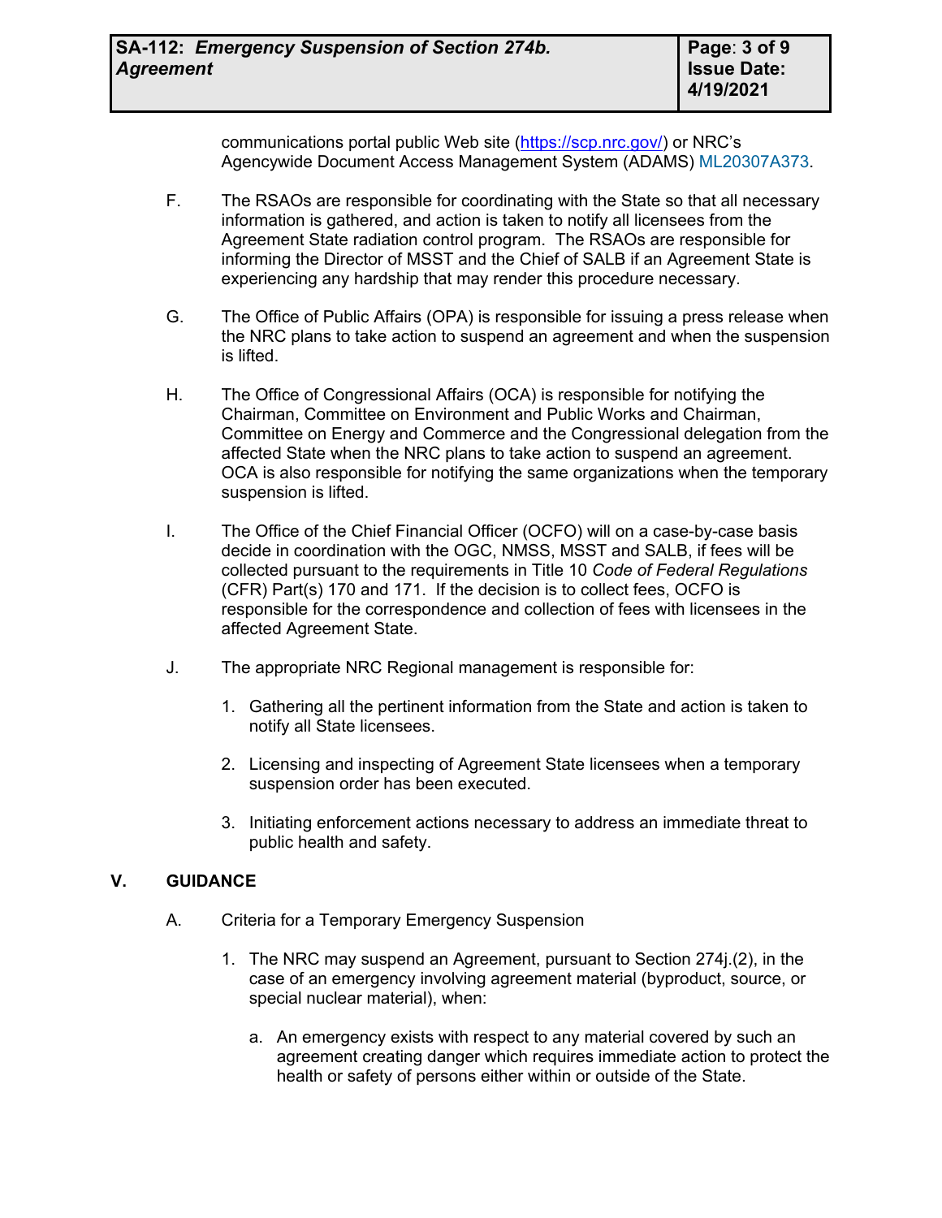communications portal public Web site (https://scp.nrc.gov/) or NRC's Agencywide Document Access Management System (ADAMS) ML20307A373.

F. The RSAOs are responsible for coordinating with the State so that all necessary information is gathered, and action is taken to notify all licensees from the Agreement State radiation control program. The RSAOs are responsible for informing the Director of MSST and the Chief of SALB if an Agreement State is experiencing any hardship that may render this procedure necessary.

G. The Office of Public Affairs (OPA) is responsible for issuing a press release when the NRC plans to take action to suspend an agreement and when the suspension is lifted.

H. The Office of Congressional Affairs (OCA) is responsible for notifying the Chairman, Committee on Environment and Public Works and Chairman, Committee on Energy and Commerce and the Congressional delegation from the affected State when the NRC plans to take action to suspend an agreement. OCA is also responsible for notifying the same organizations when the temporary suspension is lifted.

I. The Office of the Chief Financial Officer (OCFO) will on a case-by-case basis decide in coordination with the OGC, NMSS, MSST and SALB, if fees will be collected pursuant to the requirements in Title 10 *Code of Federal Regulations* (CFR) Part(s) 170 and 171. If the decision is to collect fees, OCFO is responsible for the correspondence and collection of fees with licensees in the affected Agreement State.

J. The appropriate NRC Regional management is responsible for:

1. Gathering all the pertinent information from the State and action is taken to notify all State licensees.

2. Licensing and inspecting of Agreement State licensees when a temporary suspension order has been executed.

3. Initiating enforcement actions necessary to address an immediate threat to public health and safety.

## V. GUIDANCE

A. Criteria for a Temporary Emergency Suspension

1. The NRC may suspend an Agreement, pursuant to Section 274j.(2), in the case of an emergency involving agreement material (byproduct, source, or special nuclear material), when:

   a. An emergency exists with respect to any material covered by such an agreement creating danger which requires immediate action to protect the health or safety of persons either within or outside of the State.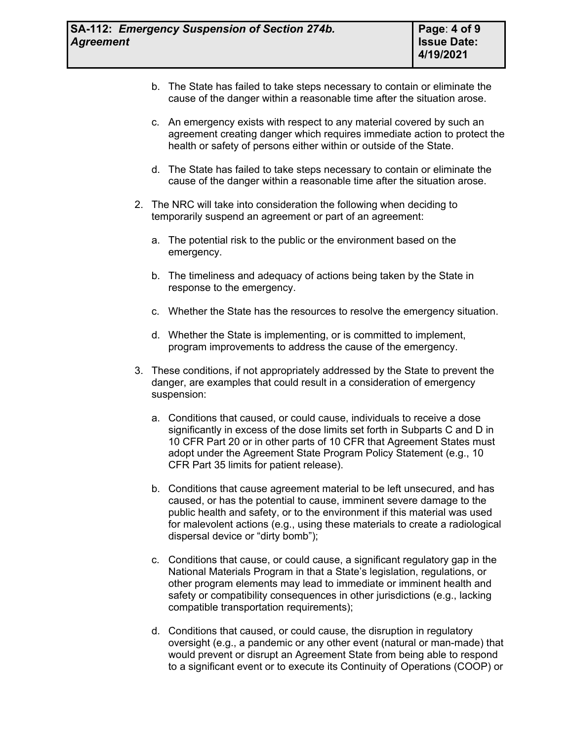b. The State has failed to take steps necessary to contain or eliminate the cause of the danger within a reasonable time after the situation arose.

c. An emergency exists with respect to any material covered by such an agreement creating danger which requires immediate action to protect the health or safety of persons either within or outside of the State.

d. The State has failed to take steps necessary to contain or eliminate the cause of the danger within a reasonable time after the situation arose.

2. The NRC will take into consideration the following when deciding to temporarily suspend an agreement or part of an agreement:

   a. The potential risk to the public or the environment based on the emergency.

   b. The timeliness and adequacy of actions being taken by the State in response to the emergency.

   c. Whether the State has the resources to resolve the emergency situation.

   d. Whether the State is implementing, or is committed to implement, program improvements to address the cause of the emergency.

3. These conditions, if not appropriately addressed by the State to prevent the danger, are examples that could result in a consideration of emergency suspension:

   a. Conditions that caused, or could cause, individuals to receive a dose significantly in excess of the dose limits set forth in Subparts C and D in 10 CFR Part 20 or in other parts of 10 CFR that Agreement States must adopt under the Agreement State Program Policy Statement (e.g., 10 CFR Part 35 limits for patient release).

   b. Conditions that cause agreement material to be left unsecured, and has caused, or has the potential to cause, imminent severe damage to the public health and safety, or to the environment if this material was used for malevolent actions (e.g., using these materials to create a radiological dispersal device or "dirty bomb");

   c. Conditions that cause, or could cause, a significant regulatory gap in the National Materials Program in that a State's legislation, regulations, or other program elements may lead to immediate or imminent health and safety or compatibility consequences in other jurisdictions (e.g., lacking compatible transportation requirements);

   d. Conditions that caused, or could cause, the disruption in regulatory oversight (e.g., a pandemic or any other event (natural or man-made) that would prevent or disrupt an Agreement State from being able to respond to a significant event or to execute its Continuity of Operations (COOP) or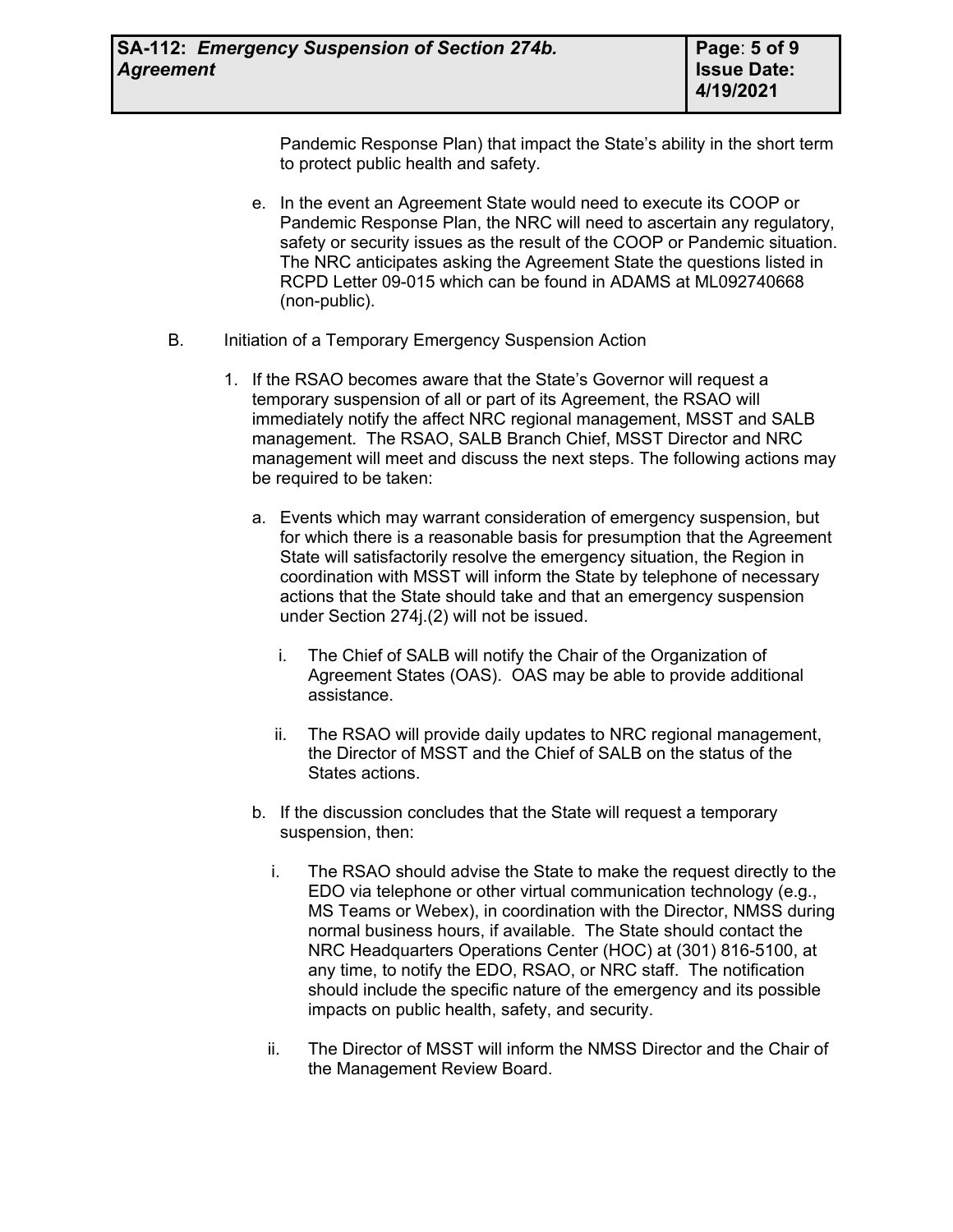Pandemic Response Plan) that impact the State's ability in the short term to protect public health and safety.

e. In the event an Agreement State would need to execute its COOP or Pandemic Response Plan, the NRC will need to ascertain any regulatory, safety or security issues as the result of the COOP or Pandemic situation. The NRC anticipates asking the Agreement State the questions listed in RCPD Letter 09-015 which can be found in ADAMS at ML092740668 (non-public).

B. Initiation of a Temporary Emergency Suspension Action

1. If the RSAO becomes aware that the State's Governor will request a temporary suspension of all or part of its Agreement, the RSAO will immediately notify the affect NRC regional management, MSST and SALB management. The RSAO, SALB Branch Chief, MSST Director and NRC management will meet and discuss the next steps. The following actions may be required to be taken:

   a. Events which may warrant consideration of emergency suspension, but for which there is a reasonable basis for presumption that the Agreement State will satisfactorily resolve the emergency situation, the Region in coordination with MSST will inform the State by telephone of necessary actions that the State should take and that an emergency suspension under Section 274j.(2) will not be issued.

      i. The Chief of SALB will notify the Chair of the Organization of Agreement States (OAS). OAS may be able to provide additional assistance.

      ii. The RSAO will provide daily updates to NRC regional management, the Director of MSST and the Chief of SALB on the status of the States actions.

   b. If the discussion concludes that the State will request a temporary suspension, then:

      i. The RSAO should advise the State to make the request directly to the EDO via telephone or other virtual communication technology (e.g., MS Teams or Webex), in coordination with the Director, NMSS during normal business hours, if available. The State should contact the NRC Headquarters Operations Center (HOC) at (301) 816-5100, at any time, to notify the EDO, RSAO, or NRC staff. The notification should include the specific nature of the emergency and its possible impacts on public health, safety, and security.

      ii. The Director of MSST will inform the NMSS Director and the Chair of the Management Review Board.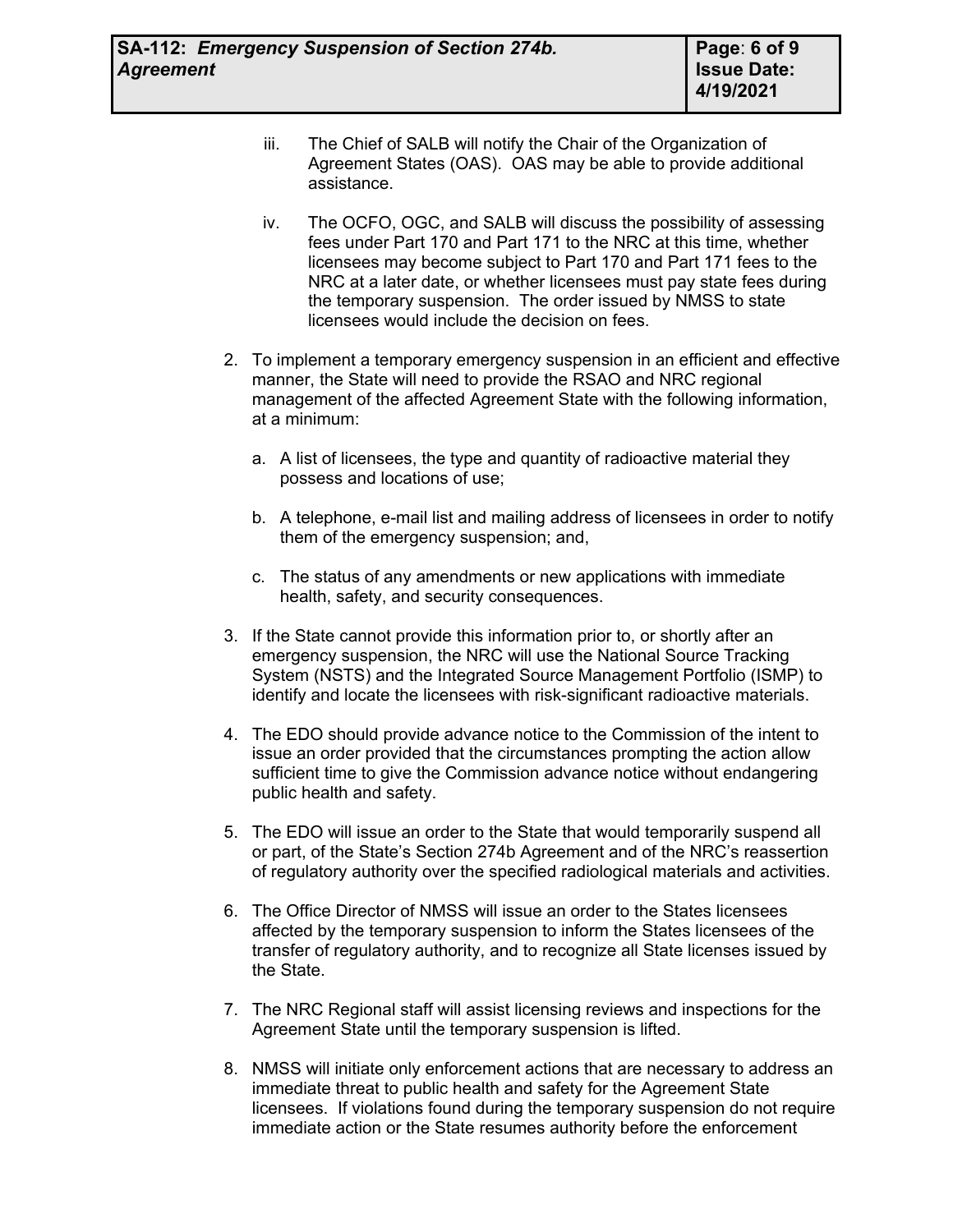iii. The Chief of SALB will notify the Chair of the Organization of Agreement States (OAS). OAS may be able to provide additional assistance.

iv. The OCFO, OGC, and SALB will discuss the possibility of assessing fees under Part 170 and Part 171 to the NRC at this time, whether licensees may become subject to Part 170 and Part 171 fees to the NRC at a later date, or whether licensees must pay state fees during the temporary suspension. The order issued by NMSS to state licensees would include the decision on fees.

2. To implement a temporary emergency suspension in an efficient and effective manner, the State will need to provide the RSAO and NRC regional management of the affected Agreement State with the following information, at a minimum:

   a. A list of licensees, the type and quantity of radioactive material they possess and locations of use;

   b. A telephone, e-mail list and mailing address of licensees in order to notify them of the emergency suspension; and,

   c. The status of any amendments or new applications with immediate health, safety, and security consequences.

3. If the State cannot provide this information prior to, or shortly after an emergency suspension, the NRC will use the National Source Tracking System (NSTS) and the Integrated Source Management Portfolio (ISMP) to identify and locate the licensees with risk-significant radioactive materials.

4. The EDO should provide advance notice to the Commission of the intent to issue an order provided that the circumstances prompting the action allow sufficient time to give the Commission advance notice without endangering public health and safety.

5. The EDO will issue an order to the State that would temporarily suspend all or part, of the State's Section 274b Agreement and of the NRC's reassertion of regulatory authority over the specified radiological materials and activities.

6. The Office Director of NMSS will issue an order to the States licensees affected by the temporary suspension to inform the States licensees of the transfer of regulatory authority, and to recognize all State licenses issued by the State.

7. The NRC Regional staff will assist licensing reviews and inspections for the Agreement State until the temporary suspension is lifted.

8. NMSS will initiate only enforcement actions that are necessary to address an immediate threat to public health and safety for the Agreement State licensees. If violations found during the temporary suspension do not require immediate action or the State resumes authority before the enforcement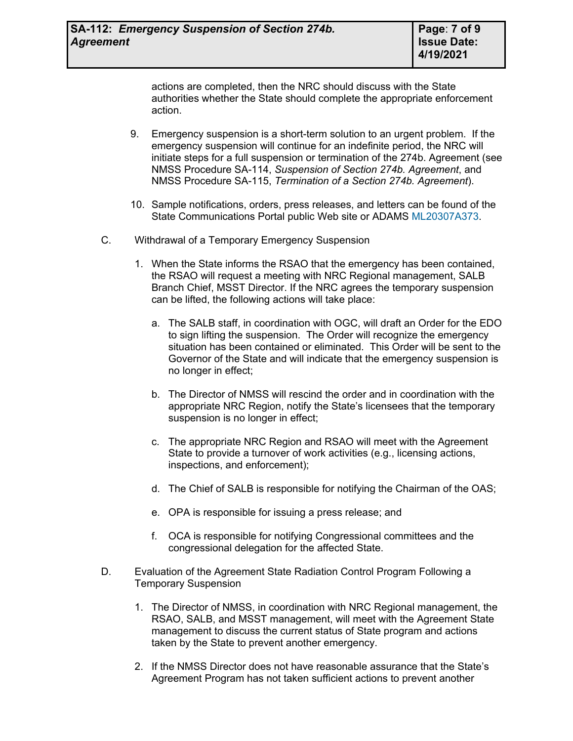actions are completed, then the NRC should discuss with the State authorities whether the State should complete the appropriate enforcement action.

9. Emergency suspension is a short-term solution to an urgent problem. If the emergency suspension will continue for an indefinite period, the NRC will initiate steps for a full suspension or termination of the 274b. Agreement (see NMSS Procedure SA-114, *Suspension of Section 274b. Agreement*, and NMSS Procedure SA-115, *Termination of a Section 274b. Agreement*).

10. Sample notifications, orders, press releases, and letters can be found of the State Communications Portal public Web site or ADAMS ML20307A373.

C. Withdrawal of a Temporary Emergency Suspension

1. When the State informs the RSAO that the emergency has been contained, the RSAO will request a meeting with NRC Regional management, SALB Branch Chief, MSST Director. If the NRC agrees the temporary suspension can be lifted, the following actions will take place:

   a. The SALB staff, in coordination with OGC, will draft an Order for the EDO to sign lifting the suspension. The Order will recognize the emergency situation has been contained or eliminated. This Order will be sent to the Governor of the State and will indicate that the emergency suspension is no longer in effect;

   b. The Director of NMSS will rescind the order and in coordination with the appropriate NRC Region, notify the State's licensees that the temporary suspension is no longer in effect;

   c. The appropriate NRC Region and RSAO will meet with the Agreement State to provide a turnover of work activities (e.g., licensing actions, inspections, and enforcement);

   d. The Chief of SALB is responsible for notifying the Chairman of the OAS;

   e. OPA is responsible for issuing a press release; and

   f. OCA is responsible for notifying Congressional committees and the congressional delegation for the affected State.

D. Evaluation of the Agreement State Radiation Control Program Following a Temporary Suspension

1. The Director of NMSS, in coordination with NRC Regional management, the RSAO, SALB, and MSST management, will meet with the Agreement State management to discuss the current status of State program and actions taken by the State to prevent another emergency.

2. If the NMSS Director does not have reasonable assurance that the State's Agreement Program has not taken sufficient actions to prevent another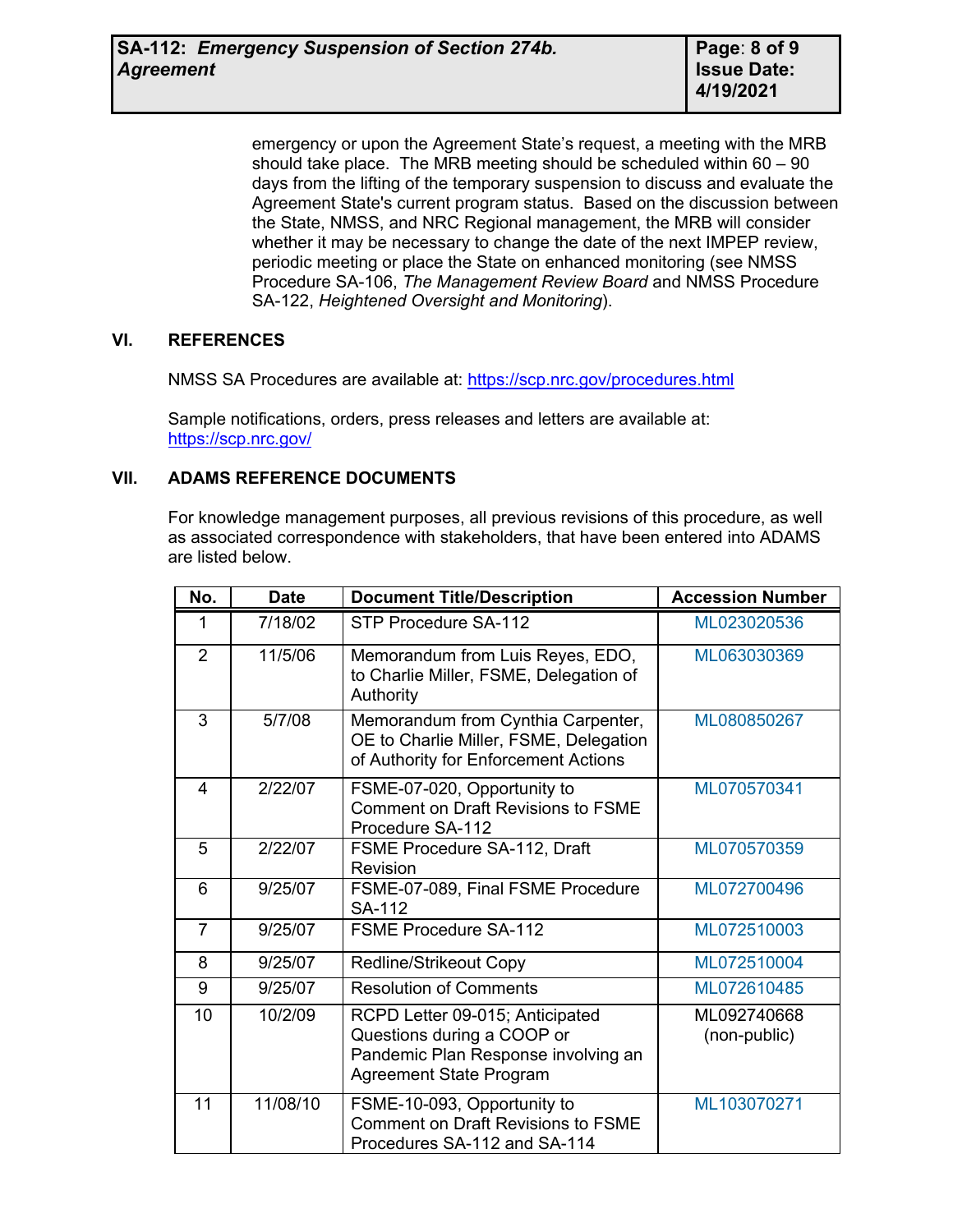emergency or upon the Agreement State's request, a meeting with the MRB should take place. The MRB meeting should be scheduled within 60 – 90 days from the lifting of the temporary suspension to discuss and evaluate the Agreement State's current program status. Based on the discussion between the State, NMSS, and NRC Regional management, the MRB will consider whether it may be necessary to change the date of the next IMPEP review, periodic meeting or place the State on enhanced monitoring (see NMSS Procedure SA-106, *The Management Review Board* and NMSS Procedure SA-122, *Heightened Oversight and Monitoring*).

## VI. REFERENCES

NMSS SA Procedures are available at: https://scp.nrc.gov/procedures.html

Sample notifications, orders, press releases and letters are available at: https://scp.nrc.gov/

## VII. ADAMS REFERENCE DOCUMENTS

For knowledge management purposes, all previous revisions of this procedure, as well as associated correspondence with stakeholders, that have been entered into ADAMS are listed below.

| No. | Date | Document Title/Description | Accession Number |
|---|---|---|---|
| 1 | 7/18/02 | STP Procedure SA-112 | ML023020536 |
| 2 | 11/5/06 | Memorandum from Luis Reyes, EDO, to Charlie Miller, FSME, Delegation of Authority | ML063030369 |
| 3 | 5/7/08 | Memorandum from Cynthia Carpenter, OE to Charlie Miller, FSME, Delegation of Authority for Enforcement Actions | ML080850267 |
| 4 | 2/22/07 | FSME-07-020, Opportunity to Comment on Draft Revisions to FSME Procedure SA-112 | ML070570341 |
| 5 | 2/22/07 | FSME Procedure SA-112, Draft Revision | ML070570359 |
| 6 | 9/25/07 | FSME-07-089, Final FSME Procedure SA-112 | ML072700496 |
| 7 | 9/25/07 | FSME Procedure SA-112 | ML072510003 |
| 8 | 9/25/07 | Redline/Strikeout Copy | ML072510004 |
| 9 | 9/25/07 | Resolution of Comments | ML072610485 |
| 10 | 10/2/09 | RCPD Letter 09-015; Anticipated Questions during a COOP or Pandemic Plan Response involving an Agreement State Program | ML092740668 (non-public) |
| 11 | 11/08/10 | FSME-10-093, Opportunity to Comment on Draft Revisions to FSME Procedures SA-112 and SA-114 | ML103070271 |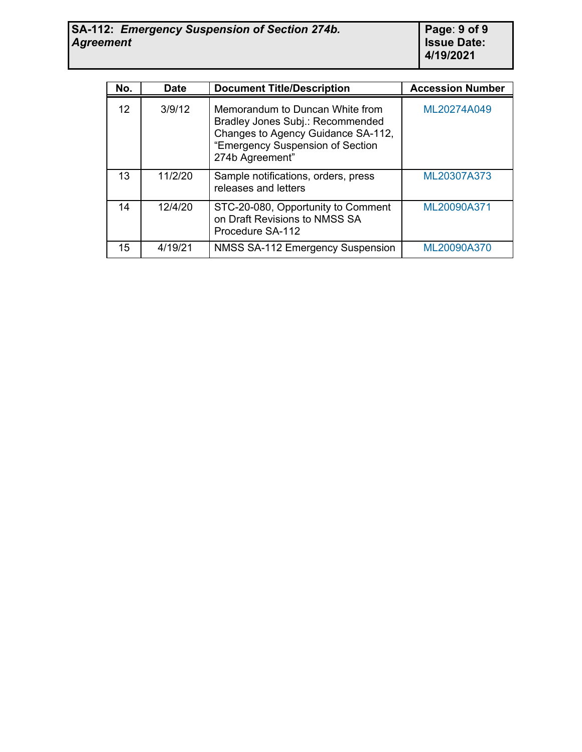| No. | Date | Document Title/Description | Accession Number |
|---|---|---|---|
| 12 | 3/9/12 | Memorandum to Duncan White from Bradley Jones Subj.: Recommended Changes to Agency Guidance SA-112, “Emergency Suspension of Section 274b Agreement” | ML20274A049 |
| 13 | 11/2/20 | Sample notifications, orders, press releases and letters | ML20307A373 |
| 14 | 12/4/20 | STC-20-080, Opportunity to Comment on Draft Revisions to NMSS SA Procedure SA-112 | ML20090A371 |
| 15 | 4/19/21 | NMSS SA-112 Emergency Suspension | ML20090A370 |